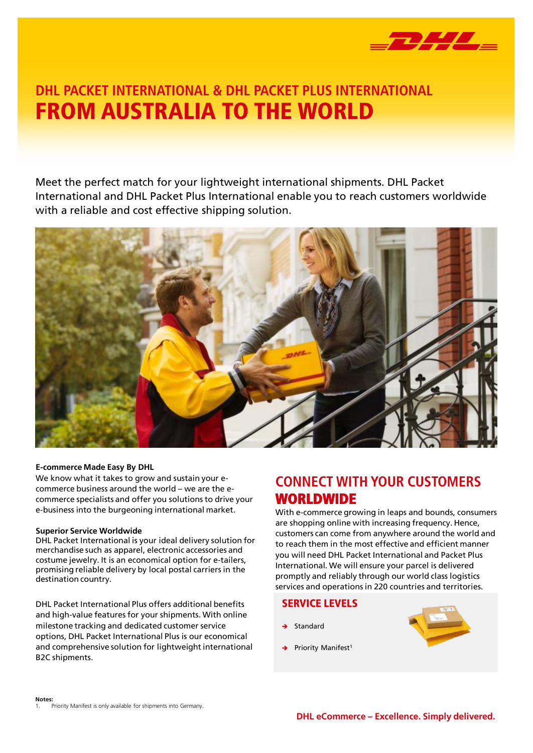# DHL PACKET INTERNATIONAL & DHL PACKET PLUS INTERNATIONAL
# FROM AUSTRALIA TO THE WORLD

Meet the perfect match for your lightweight international shipments. DHL Packet International and DHL Packet Plus International enable you to reach customers worldwide with a reliable and cost effective shipping solution.

**E-commerce Made Easy By DHL**
We know what it takes to grow and sustain your e-commerce business around the world – we are the e-commerce specialists and offer you solutions to drive your e-business into the burgeoning international market.

**Superior Service Worldwide**
DHL Packet International is your ideal delivery solution for merchandise such as apparel, electronic accessories and costume jewelry. It is an economical option for e-tailers, promising reliable delivery by local postal carriers in the destination country.

DHL Packet International Plus offers additional benefits and high-value features for your shipments. With online milestone tracking and dedicated customer service options, DHL Packet International Plus is our economical and comprehensive solution for lightweight international B2C shipments.

## CONNECT WITH YOUR CUSTOMERS WORLDWIDE

With e-commerce growing in leaps and bounds, consumers are shopping online with increasing frequency. Hence, customers can come from anywhere around the world and to reach them in the most effective and efficient manner you will need DHL Packet International and Packet Plus International. We will ensure your parcel is delivered promptly and reliably through our world class logistics services and operations in 220 countries and territories.

### SERVICE LEVELS

- Standard
- Priority Manifest[1]

**Notes:**
1. Priority Manifest is only available for shipments into Germany.

**DHL eCommerce – Excellence. Simply delivered.**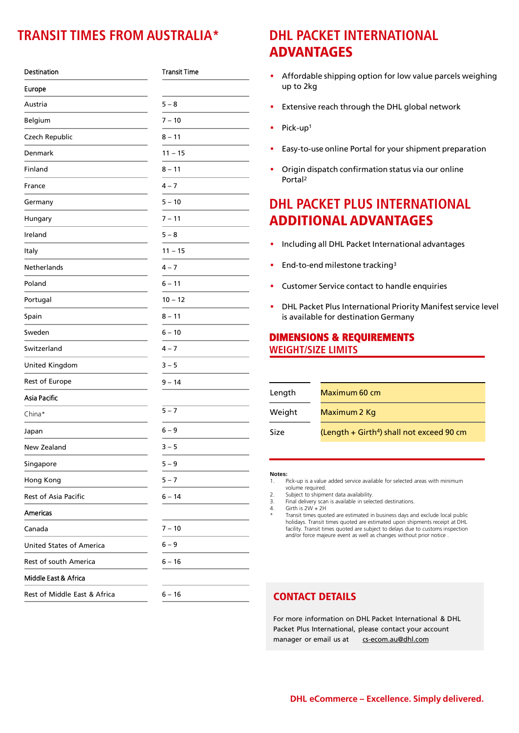# TRANSIT TIMES FROM AUSTRALIA*

| Destination | Transit Time |
|---|---|
| **Europe** | |
| Austria | 5 – 8 |
| Belgium | 7 – 10 |
| Czech Republic | 8 – 11 |
| Denmark | 11 – 15 |
| Finland | 8 – 11 |
| France | 4 – 7 |
| Germany | 5 – 10 |
| Hungary | 7 – 11 |
| Ireland | 5 – 8 |
| Italy | 11 – 15 |
| Netherlands | 4 – 7 |
| Poland | 6 – 11 |
| Portugal | 10 – 12 |
| Spain | 8 – 11 |
| Sweden | 6 – 10 |
| Switzerland | 4 – 7 |
| United Kingdom | 3 – 5 |
| Rest of Europe | 9 – 14 |
| **Asia Pacific** | |
| China* | 5 – 7 |
| Japan | 6 – 9 |
| New Zealand | 3 – 5 |
| Singapore | 5 – 9 |
| Hong Kong | 5 – 7 |
| Rest of Asia Pacific | 6 – 14 |
| **Americas** | |
| Canada | 7 – 10 |
| United States of America | 6 – 9 |
| Rest of south America | 6 – 16 |
| **Middle East & Africa** | |
| Rest of Middle East & Africa | 6 – 16 |

# DHL PACKET INTERNATIONAL ADVANTAGES

- Affordable shipping option for low value parcels weighing up to 2kg
- Extensive reach through the DHL global network
- Pick-up[1]
- Easy-to-use online Portal for your shipment preparation
- Origin dispatch confirmation status via our online Portal[2]

# DHL PACKET PLUS INTERNATIONAL ADDITIONAL ADVANTAGES

- Including all DHL Packet International advantages
- End-to-end milestone tracking[3]
- Customer Service contact to handle enquiries
- DHL Packet Plus International Priority Manifest service level is available for destination Germany

## DIMENSIONS & REQUIREMENTS
### WEIGHT/SIZE LIMITS

| | |
|---|---|
| Length | Maximum 60 cm |
| Weight | Maximum 2 Kg |
| Size | (Length + Girth[4]) shall not exceed 90 cm |

**Notes:**

1. Pick-up is a value added service available for selected areas with minimum volume required.
2. Subject to shipment data availability.
3. Final delivery scan is available in selected destinations.
4. Girth is 2W + 2H

\* Transit times quoted are estimated in business days and exclude local public holidays. Transit times quoted are estimated upon shipments receipt at DHL facility. Transit times quoted are subject to delays due to customs inspection and/or force majeure event as well as changes without prior notice .

## CONTACT DETAILS

For more information on DHL Packet International & DHL Packet Plus International, please contact your account manager or email us at cs-ecom.au@dhl.com

**DHL eCommerce – Excellence. Simply delivered.**